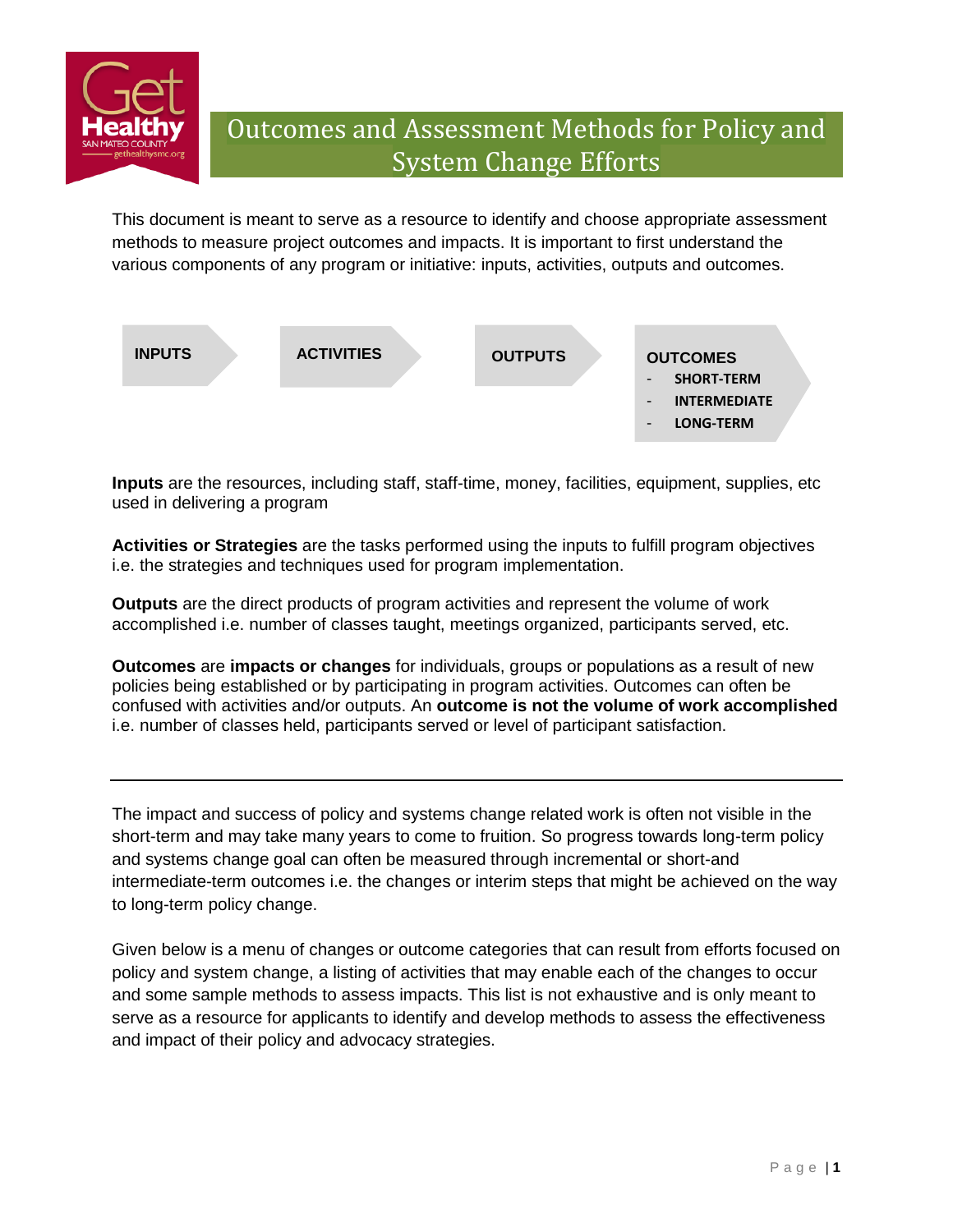# Outcomes and Assessment Methods for Policy and System Change Efforts

This document is meant to serve as a resource to identify and choose appropriate assessment methods to measure project outcomes and impacts. It is important to first understand the various components of any program or initiative: inputs, activities, outputs and outcomes.

**INPUTS** → **ACTIVITIES** → **OUTPUTS** → **OUTCOMES**
- **SHORT-TERM**
- **INTERMEDIATE**
- **LONG-TERM**

**Inputs** are the resources, including staff, staff-time, money, facilities, equipment, supplies, etc used in delivering a program

**Activities or Strategies** are the tasks performed using the inputs to fulfill program objectives i.e. the strategies and techniques used for program implementation.

**Outputs** are the direct products of program activities and represent the volume of work accomplished i.e. number of classes taught, meetings organized, participants served, etc.

**Outcomes** are **impacts or changes** for individuals, groups or populations as a result of new policies being established or by participating in program activities. Outcomes can often be confused with activities and/or outputs. An **outcome is not the volume of work accomplished** i.e. number of classes held, participants served or level of participant satisfaction.

---

The impact and success of policy and systems change related work is often not visible in the short-term and may take many years to come to fruition. So progress towards long-term policy and systems change goal can often be measured through incremental or short-and intermediate-term outcomes i.e. the changes or interim steps that might be achieved on the way to long-term policy change.

Given below is a menu of changes or outcome categories that can result from efforts focused on policy and system change, a listing of activities that may enable each of the changes to occur and some sample methods to assess impacts. This list is not exhaustive and is only meant to serve as a resource for applicants to identify and develop methods to assess the effectiveness and impact of their policy and advocacy strategies.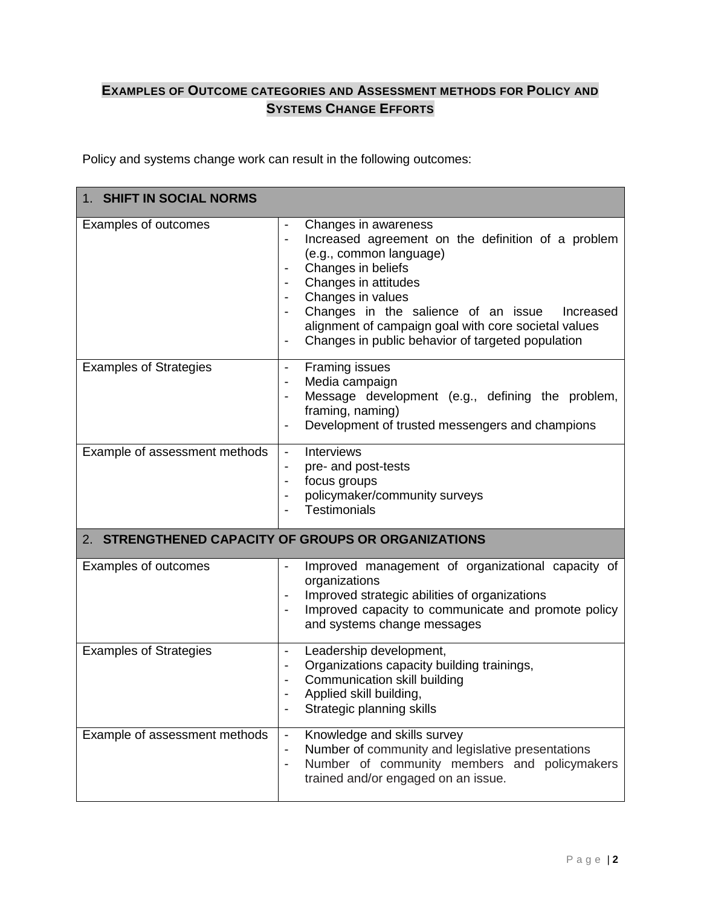## EXAMPLES OF OUTCOME CATEGORIES AND ASSESSMENT METHODS FOR POLICY AND SYSTEMS CHANGE EFFORTS

Policy and systems change work can result in the following outcomes:

| 1. **SHIFT IN SOCIAL NORMS** | |
|---|---|
| Examples of outcomes | - Changes in awareness<br>- Increased agreement on the definition of a problem (e.g., common language)<br>- Changes in beliefs<br>- Changes in attitudes<br>- Changes in values<br>- Changes in the salience of an issue Increased alignment of campaign goal with core societal values<br>- Changes in public behavior of targeted population |
| Examples of Strategies | - Framing issues<br>- Media campaign<br>- Message development (e.g., defining the problem, framing, naming)<br>- Development of trusted messengers and champions |
| Example of assessment methods | - Interviews<br>- pre- and post-tests<br>- focus groups<br>- policymaker/community surveys<br>- Testimonials |
| 2. **STRENGTHENED CAPACITY OF GROUPS OR ORGANIZATIONS** | |
| Examples of outcomes | - Improved management of organizational capacity of organizations<br>- Improved strategic abilities of organizations<br>- Improved capacity to communicate and promote policy and systems change messages |
| Examples of Strategies | - Leadership development,<br>- Organizations capacity building trainings,<br>- Communication skill building<br>- Applied skill building,<br>- Strategic planning skills |
| Example of assessment methods | - Knowledge and skills survey<br>- Number of community and legislative presentations<br>- Number of community members and policymakers trained and/or engaged on an issue. |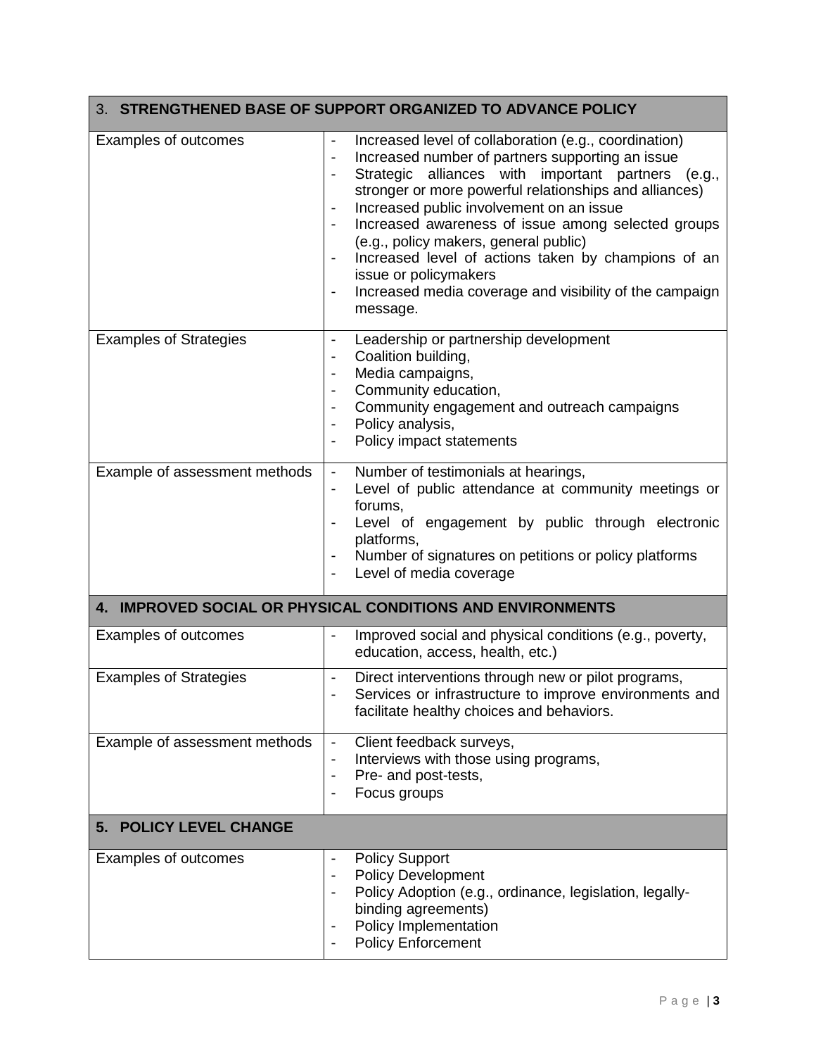| 3. **STRENGTHENED BASE OF SUPPORT ORGANIZED TO ADVANCE POLICY** | |
|---|---|
| Examples of outcomes | - Increased level of collaboration (e.g., coordination)<br>- Increased number of partners supporting an issue<br>- Strategic alliances with important partners (e.g., stronger or more powerful relationships and alliances)<br>- Increased public involvement on an issue<br>- Increased awareness of issue among selected groups (e.g., policy makers, general public)<br>- Increased level of actions taken by champions of an issue or policymakers<br>- Increased media coverage and visibility of the campaign message. |
| Examples of Strategies | - Leadership or partnership development<br>- Coalition building,<br>- Media campaigns,<br>- Community education,<br>- Community engagement and outreach campaigns<br>- Policy analysis,<br>- Policy impact statements |
| Example of assessment methods | - Number of testimonials at hearings,<br>- Level of public attendance at community meetings or forums,<br>- Level of engagement by public through electronic platforms,<br>- Number of signatures on petitions or policy platforms<br>- Level of media coverage |
| **4. IMPROVED SOCIAL OR PHYSICAL CONDITIONS AND ENVIRONMENTS** | |
| Examples of outcomes | - Improved social and physical conditions (e.g., poverty, education, access, health, etc.) |
| Examples of Strategies | - Direct interventions through new or pilot programs,<br>- Services or infrastructure to improve environments and facilitate healthy choices and behaviors. |
| Example of assessment methods | - Client feedback surveys,<br>- Interviews with those using programs,<br>- Pre- and post-tests,<br>- Focus groups |
| **5. POLICY LEVEL CHANGE** | |
| Examples of outcomes | - Policy Support<br>- Policy Development<br>- Policy Adoption (e.g., ordinance, legislation, legally-binding agreements)<br>- Policy Implementation<br>- Policy Enforcement |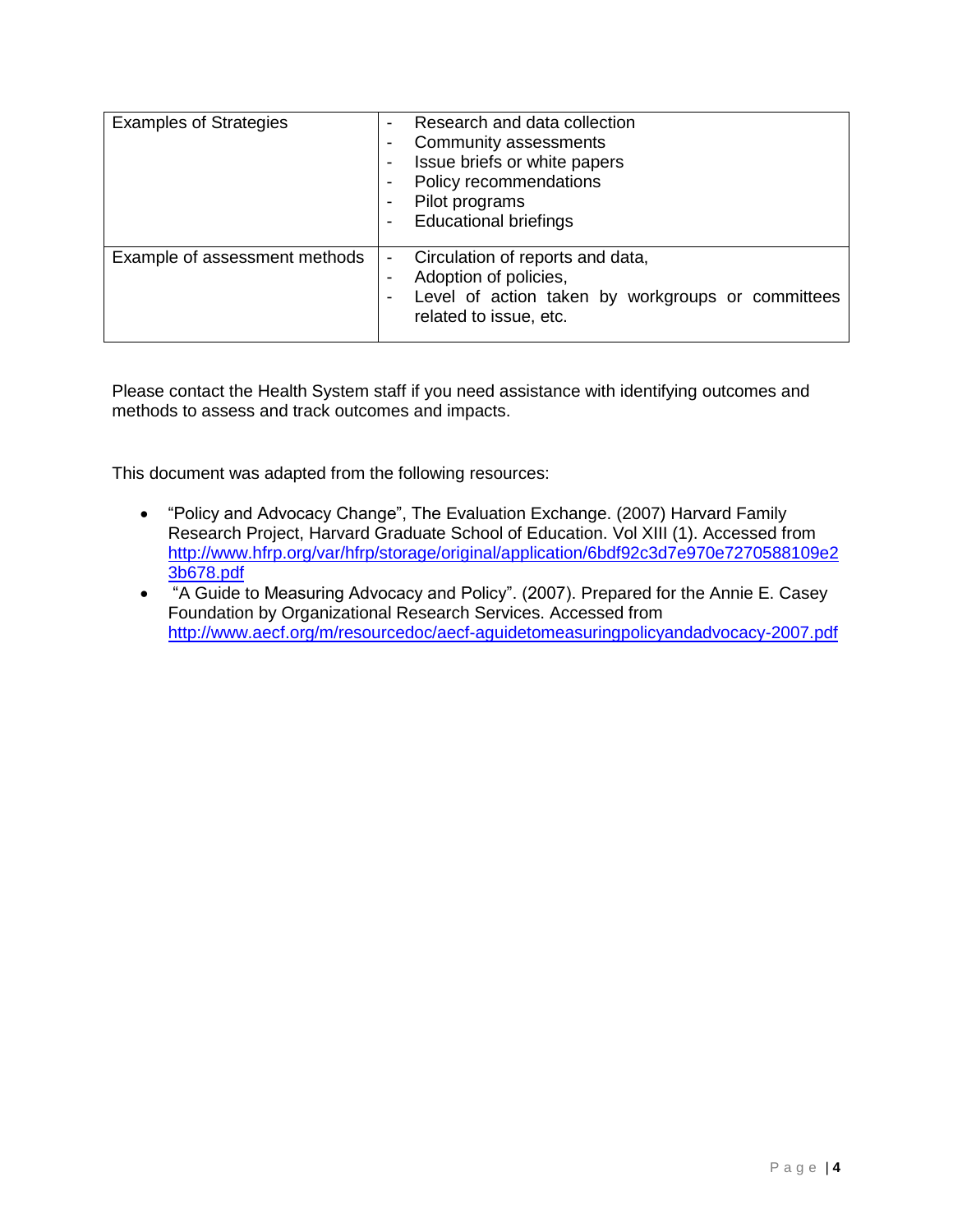| | |
|---|---|
| Examples of Strategies | - Research and data collection<br>- Community assessments<br>- Issue briefs or white papers<br>- Policy recommendations<br>- Pilot programs<br>- Educational briefings |
| Example of assessment methods | - Circulation of reports and data,<br>- Adoption of policies,<br>- Level of action taken by workgroups or committees related to issue, etc. |

Please contact the Health System staff if you need assistance with identifying outcomes and methods to assess and track outcomes and impacts.

This document was adapted from the following resources:

- "Policy and Advocacy Change", The Evaluation Exchange. (2007) Harvard Family Research Project, Harvard Graduate School of Education. Vol XIII (1). Accessed from [http://www.hfrp.org/var/hfrp/storage/original/application/6bdf92c3d7e970e7270588109e23b678.pdf](http://www.hfrp.org/var/hfrp/storage/original/application/6bdf92c3d7e970e7270588109e23b678.pdf)
- "A Guide to Measuring Advocacy and Policy". (2007). Prepared for the Annie E. Casey Foundation by Organizational Research Services. Accessed from [http://www.aecf.org/m/resourcedoc/aecf-aguidetomeasuringpolicyandadvocacy-2007.pdf](http://www.aecf.org/m/resourcedoc/aecf-aguidetomeasuringpolicyandadvocacy-2007.pdf)